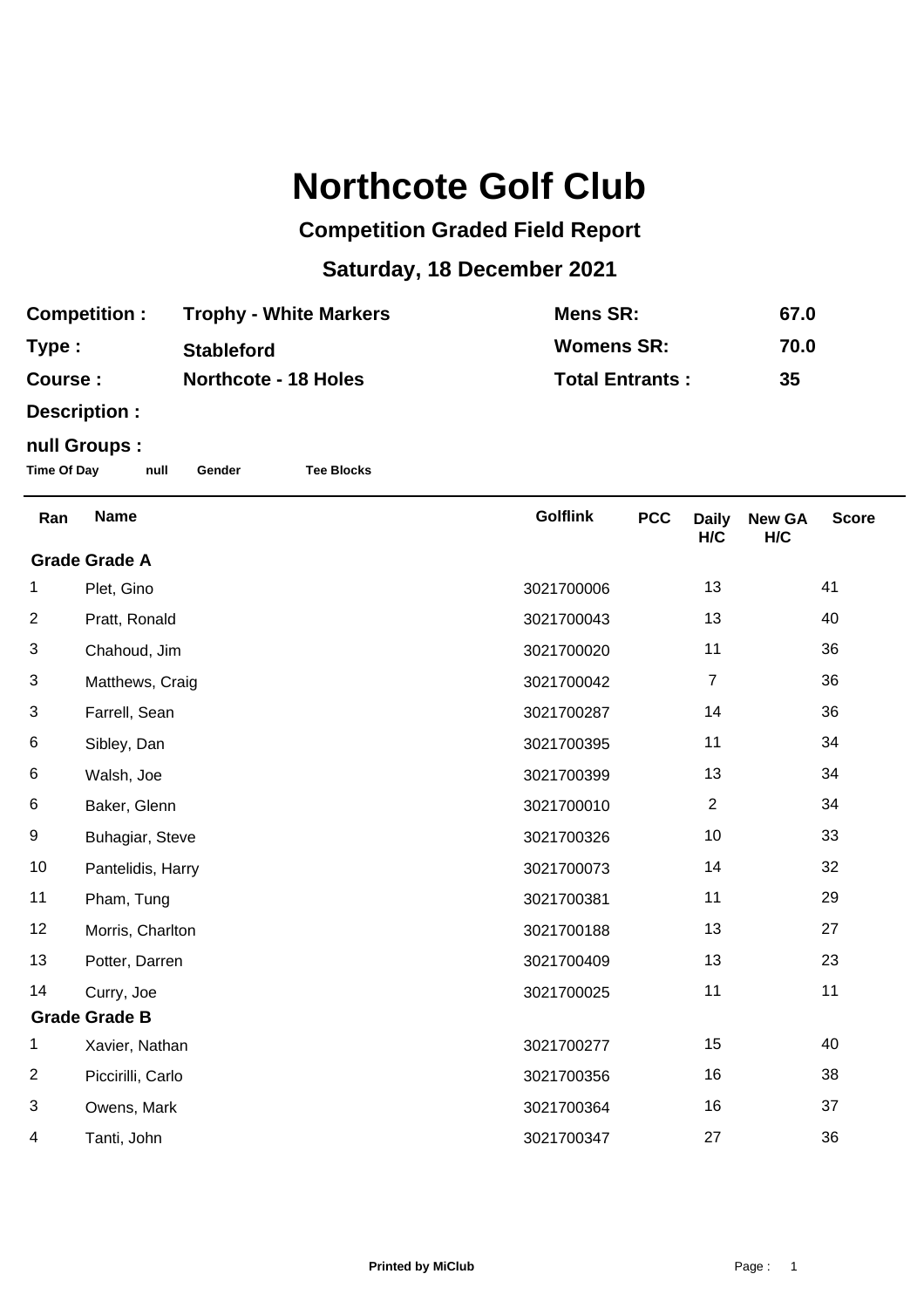# Northcote Golf Club

## Competition Graded Field Report

## Saturday, 18 December 2021

| | | | |
|---|---|---|---|
| **Competition :** | **Trophy - White Markers** | **Mens SR:** | **67.0** |
| **Type :** | **Stableford** | **Womens SR:** | **70.0** |
| **Course :** | **Northcote - 18 Holes** | **Total Entrants :** | **35** |

**Description :**

**null Groups :**

**Time Of Day** **null** **Gender** **Tee Blocks**

| Ran | Name | Golflink | PCC | Daily H/C | New GA H/C | Score |
|---|---|---|---|---|---|---|
| **Grade Grade A** | | | | | | |
| 1 | Plet, Gino | 3021700006 | | 13 | | 41 |
| 2 | Pratt, Ronald | 3021700043 | | 13 | | 40 |
| 3 | Chahoud, Jim | 3021700020 | | 11 | | 36 |
| 3 | Matthews, Craig | 3021700042 | | 7 | | 36 |
| 3 | Farrell, Sean | 3021700287 | | 14 | | 36 |
| 6 | Sibley, Dan | 3021700395 | | 11 | | 34 |
| 6 | Walsh, Joe | 3021700399 | | 13 | | 34 |
| 6 | Baker, Glenn | 3021700010 | | 2 | | 34 |
| 9 | Buhagiar, Steve | 3021700326 | | 10 | | 33 |
| 10 | Pantelidis, Harry | 3021700073 | | 14 | | 32 |
| 11 | Pham, Tung | 3021700381 | | 11 | | 29 |
| 12 | Morris, Charlton | 3021700188 | | 13 | | 27 |
| 13 | Potter, Darren | 3021700409 | | 13 | | 23 |
| 14 | Curry, Joe | 3021700025 | | 11 | | 11 |
| **Grade Grade B** | | | | | | |
| 1 | Xavier, Nathan | 3021700277 | | 15 | | 40 |
| 2 | Piccirilli, Carlo | 3021700356 | | 16 | | 38 |
| 3 | Owens, Mark | 3021700364 | | 16 | | 37 |
| 4 | Tanti, John | 3021700347 | | 27 | | 36 |

Printed by MiClub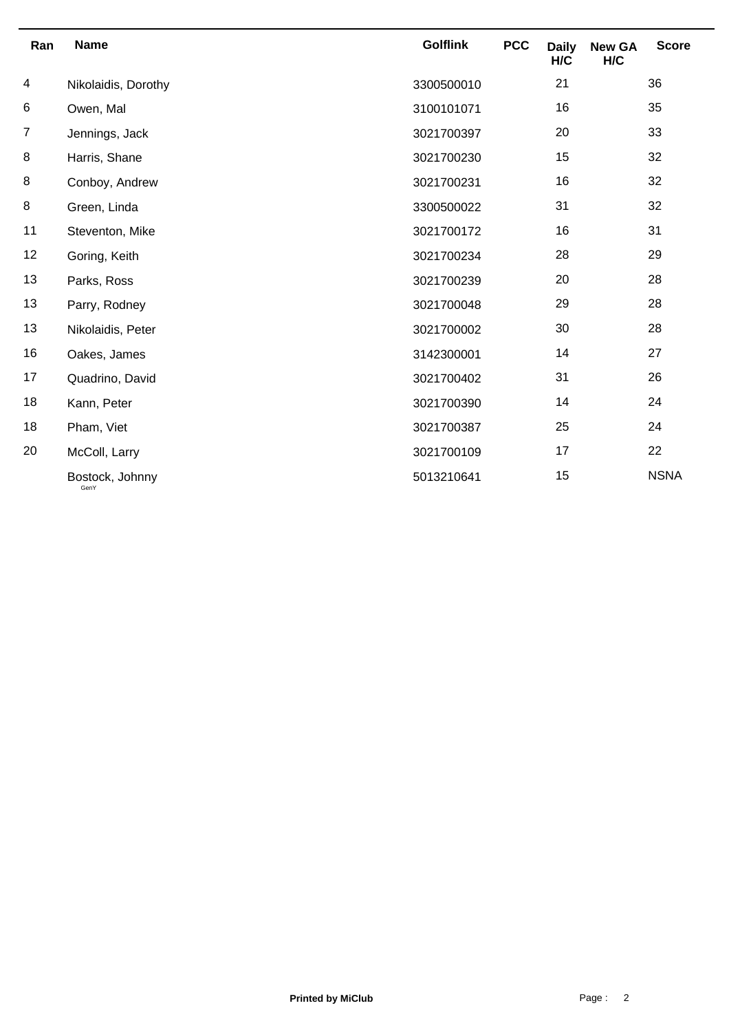| Ran | Name | Golflink | PCC | Daily H/C | New GA H/C | Score |
|---|---|---|---|---|---|---|
| 4 | Nikolaidis, Dorothy | 3300500010 | | 21 | | 36 |
| 6 | Owen, Mal | 3100101071 | | 16 | | 35 |
| 7 | Jennings, Jack | 3021700397 | | 20 | | 33 |
| 8 | Harris, Shane | 3021700230 | | 15 | | 32 |
| 8 | Conboy, Andrew | 3021700231 | | 16 | | 32 |
| 8 | Green, Linda | 3300500022 | | 31 | | 32 |
| 11 | Steventon, Mike | 3021700172 | | 16 | | 31 |
| 12 | Goring, Keith | 3021700234 | | 28 | | 29 |
| 13 | Parks, Ross | 3021700239 | | 20 | | 28 |
| 13 | Parry, Rodney | 3021700048 | | 29 | | 28 |
| 13 | Nikolaidis, Peter | 3021700002 | | 30 | | 28 |
| 16 | Oakes, James | 3142300001 | | 14 | | 27 |
| 17 | Quadrino, David | 3021700402 | | 31 | | 26 |
| 18 | Kann, Peter | 3021700390 | | 14 | | 24 |
| 18 | Pham, Viet | 3021700387 | | 25 | | 24 |
| 20 | McColl, Larry | 3021700109 | | 17 | | 22 |
| | Bostock, Johnny GenY | 5013210641 | | 15 | | NSNA |

Printed by MiClub